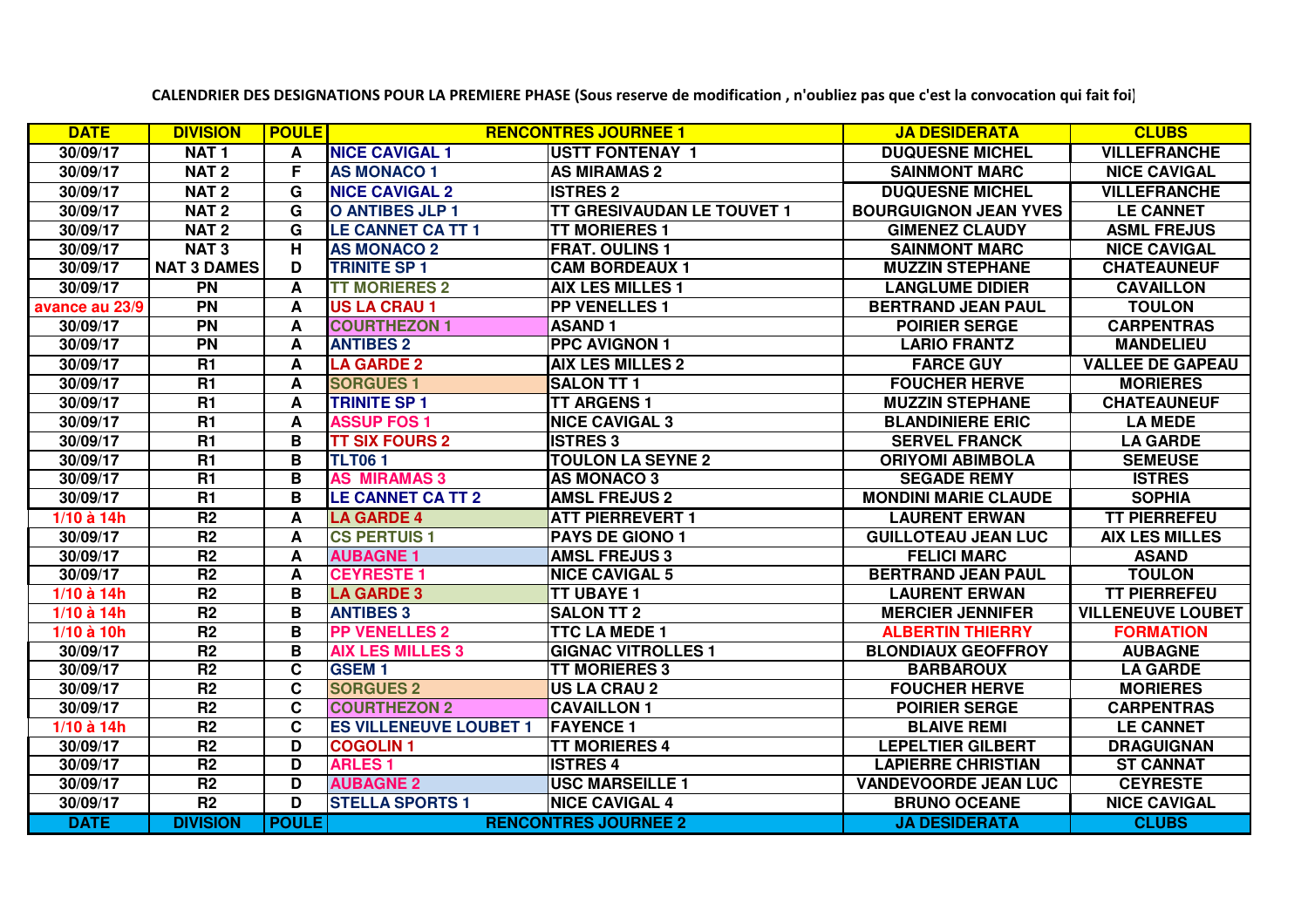**CALENDRIER DES DESIGNATIONS POUR LA PREMIERE PHASE (Sous reserve de modification , n'oubliez pas que c'est la convocation qui fait foi]**

| DATE | DIVISION | POULE | RENCONTRES JOURNEE 1 | | JA DESIDERATA | CLUBS |
|---|---|---|---|---|---|---|
| 30/09/17 | NAT 1 | A | NICE CAVIGAL 1 | USTT FONTENAY 1 | DUQUESNE MICHEL | VILLEFRANCHE |
| 30/09/17 | NAT 2 | F | AS MONACO 1 | AS MIRAMAS 2 | SAINMONT MARC | NICE CAVIGAL |
| 30/09/17 | NAT 2 | G | NICE CAVIGAL 2 | ISTRES 2 | DUQUESNE MICHEL | VILLEFRANCHE |
| 30/09/17 | NAT 2 | G | O ANTIBES JLP 1 | TT GRESIVAUDAN LE TOUVET 1 | BOURGUIGNON JEAN YVES | LE CANNET |
| 30/09/17 | NAT 2 | G | LE CANNET CA TT 1 | TT MORIERES 1 | GIMENEZ CLAUDY | ASML FREJUS |
| 30/09/17 | NAT 2 | H | AS MONACO 2 | FRAT. OULINS 1 | SAINMONT MARC | NICE CAVIGAL |
| 30/09/17 | NAT 3 DAMES | D | TRINITE SP 1 | CAM BORDEAUX 1 | MUZZIN STEPHANE | CHATEAUNEUF |
| 30/09/17 | PN | A | TT MORIERES 2 | AIX LES MILLES 1 | LANGLUME DIDIER | CAVAILLON |
| avance au 23/9 | PN | A | US LA CRAU 1 | PP VENELLES 1 | BERTRAND JEAN PAUL | TOULON |
| 30/09/17 | PN | A | COURTHEZON 1 | ASAND 1 | POIRIER SERGE | CARPENTRAS |
| 30/09/17 | PN | A | ANTIBES 2 | PPC AVIGNON 1 | LARIO FRANTZ | MANDELIEU |
| 30/09/17 | R1 | A | LA GARDE 2 | AIX LES MILLES 2 | FARCE GUY | VALLEE DE GAPEAU |
| 30/09/17 | R1 | A | SORGUES 1 | SALON TT 1 | FOUCHER HERVE | MORIERES |
| 30/09/17 | R1 | A | TRINITE SP 1 | TT ARGENS 1 | MUZZIN STEPHANE | CHATEAUNEUF |
| 30/09/17 | R1 | A | ASSUP FOS 1 | NICE CAVIGAL 3 | BLANDINIERE ERIC | LA MEDE |
| 30/09/17 | R1 | B | TT SIX FOURS 2 | ISTRES 3 | SERVEL FRANCK | LA GARDE |
| 30/09/17 | R1 | B | TLT06 1 | TOULON LA SEYNE 2 | ORIYOMI ABIMBOLA | SEMEUSE |
| 30/09/17 | R1 | B | AS MIRAMAS 3 | AS MONACO 3 | SEGADE REMY | ISTRES |
| 30/09/17 | R1 | B | LE CANNET CA TT 2 | AMSL FREJUS 2 | MONDINI MARIE CLAUDE | SOPHIA |
| 1/10 à 14h | R2 | A | LA GARDE 4 | ATT PIERREVERT 1 | LAURENT ERWAN | TT PIERREFEU |
| 30/09/17 | R2 | A | CS PERTUIS 1 | PAYS DE GIONO 1 | GUILLOTEAU JEAN LUC | AIX LES MILLES |
| 30/09/17 | R2 | A | AUBAGNE 1 | AMSL FREJUS 3 | FELICI MARC | ASAND |
| 30/09/17 | R2 | A | CEYRESTE 1 | NICE CAVIGAL 5 | BERTRAND JEAN PAUL | TOULON |
| 1/10 à 14h | R2 | B | LA GARDE 3 | TT UBAYE 1 | LAURENT ERWAN | TT PIERREFEU |
| 1/10 à 14h | R2 | B | ANTIBES 3 | SALON TT 2 | MERCIER JENNIFER | VILLENEUVE LOUBET |
| 1/10 à 10h | R2 | B | PP VENELLES 2 | TTC LA MEDE 1 | ALBERTIN THIERRY | FORMATION |
| 30/09/17 | R2 | B | AIX LES MILLES 3 | GIGNAC VITROLLES 1 | BLONDIAUX GEOFFROY | AUBAGNE |
| 30/09/17 | R2 | C | GSEM 1 | TT MORIERES 3 | BARBAROUX | LA GARDE |
| 30/09/17 | R2 | C | SORGUES 2 | US LA CRAU 2 | FOUCHER HERVE | MORIERES |
| 30/09/17 | R2 | C | COURTHEZON 2 | CAVAILLON 1 | POIRIER SERGE | CARPENTRAS |
| 1/10 à 14h | R2 | C | ES VILLENEUVE LOUBET 1 | FAYENCE 1 | BLAIVE REMI | LE CANNET |
| 30/09/17 | R2 | D | COGOLIN 1 | TT MORIERES 4 | LEPELTIER GILBERT | DRAGUIGNAN |
| 30/09/17 | R2 | D | ARLES 1 | ISTRES 4 | LAPIERRE CHRISTIAN | ST CANNAT |
| 30/09/17 | R2 | D | AUBAGNE 2 | USC MARSEILLE 1 | VANDEVOORDE JEAN LUC | CEYRESTE |
| 30/09/17 | R2 | D | STELLA SPORTS 1 | NICE CAVIGAL 4 | BRUNO OCEANE | NICE CAVIGAL |
| DATE | DIVISION | POULE | RENCONTRES JOURNEE 2 | | JA DESIDERATA | CLUBS |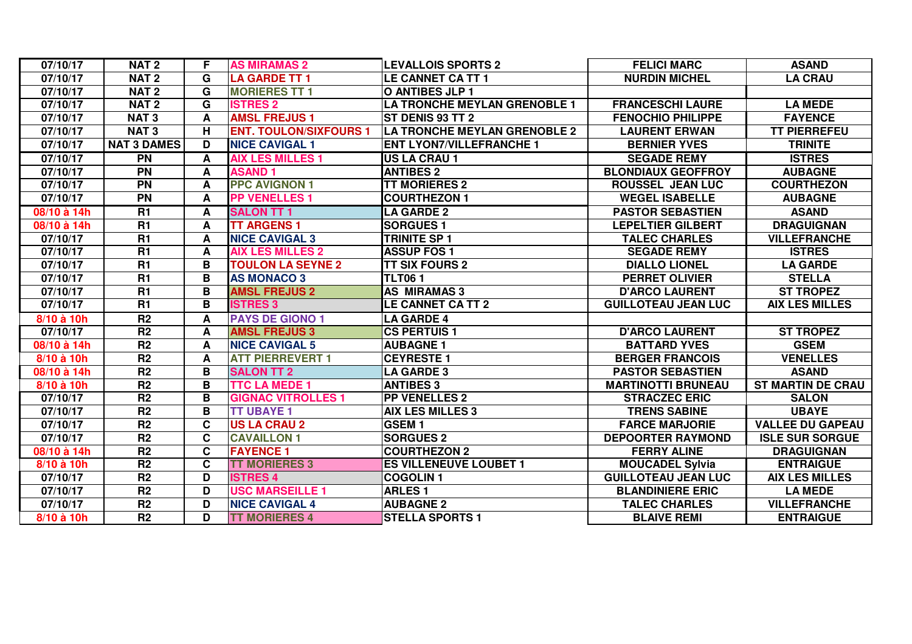| 07/10/17 | NAT 2 | F | AS MIRAMAS 2 | LEVALLOIS SPORTS 2 | FELICI MARC | ASAND |
|---|---|---|---|---|---|---|
| 07/10/17 | NAT 2 | G | LA GARDE TT 1 | LE CANNET CA TT 1 | NURDIN MICHEL | LA CRAU |
| 07/10/17 | NAT 2 | G | MORIERES TT 1 | O ANTIBES JLP 1 | | |
| 07/10/17 | NAT 2 | G | ISTRES 2 | LA TRONCHE MEYLAN GRENOBLE 1 | FRANCESCHI LAURE | LA MEDE |
| 07/10/17 | NAT 3 | A | AMSL FREJUS 1 | ST DENIS 93 TT 2 | FENOCHIO PHILIPPE | FAYENCE |
| 07/10/17 | NAT 3 | H | ENT. TOULON/SIXFOURS 1 | LA TRONCHE MEYLAN GRENOBLE 2 | LAURENT ERWAN | TT PIERREFEU |
| 07/10/17 | NAT 3 DAMES | D | NICE CAVIGAL 1 | ENT LYON7/VILLEFRANCHE 1 | BERNIER YVES | TRINITE |
| 07/10/17 | PN | A | AIX LES MILLES 1 | US LA CRAU 1 | SEGADE REMY | ISTRES |
| 07/10/17 | PN | A | ASAND 1 | ANTIBES 2 | BLONDIAUX GEOFFROY | AUBAGNE |
| 07/10/17 | PN | A | PPC AVIGNON 1 | TT MORIERES 2 | ROUSSEL JEAN LUC | COURTHEZON |
| 07/10/17 | PN | A | PP VENELLES 1 | COURTHEZON 1 | WEGEL ISABELLE | AUBAGNE |
| 08/10 à 14h | R1 | A | SALON TT 1 | LA GARDE 2 | PASTOR SEBASTIEN | ASAND |
| 08/10 à 14h | R1 | A | TT ARGENS 1 | SORGUES 1 | LEPELTIER GILBERT | DRAGUIGNAN |
| 07/10/17 | R1 | A | NICE CAVIGAL 3 | TRINITE SP 1 | TALEC CHARLES | VILLEFRANCHE |
| 07/10/17 | R1 | A | AIX LES MILLES 2 | ASSUP FOS 1 | SEGADE REMY | ISTRES |
| 07/10/17 | R1 | B | TOULON LA SEYNE 2 | TT SIX FOURS 2 | DIALLO LIONEL | LA GARDE |
| 07/10/17 | R1 | B | AS MONACO 3 | TLT06 1 | PERRET OLIVIER | STELLA |
| 07/10/17 | R1 | B | AMSL FREJUS 2 | AS MIRAMAS 3 | D'ARCO LAURENT | ST TROPEZ |
| 07/10/17 | R1 | B | ISTRES 3 | LE CANNET CA TT 2 | GUILLOTEAU JEAN LUC | AIX LES MILLES |
| 8/10 à 10h | R2 | A | PAYS DE GIONO 1 | LA GARDE 4 | | |
| 07/10/17 | R2 | A | AMSL FREJUS 3 | CS PERTUIS 1 | D'ARCO LAURENT | ST TROPEZ |
| 08/10 à 14h | R2 | A | NICE CAVIGAL 5 | AUBAGNE 1 | BATTARD YVES | GSEM |
| 8/10 à 10h | R2 | A | ATT PIERREVERT 1 | CEYRESTE 1 | BERGER FRANCOIS | VENELLES |
| 08/10 à 14h | R2 | B | SALON TT 2 | LA GARDE 3 | PASTOR SEBASTIEN | ASAND |
| 8/10 à 10h | R2 | B | TTC LA MEDE 1 | ANTIBES 3 | MARTINOTTI BRUNEAU | ST MARTIN DE CRAU |
| 07/10/17 | R2 | B | GIGNAC VITROLLES 1 | PP VENELLES 2 | STRACZEC ERIC | SALON |
| 07/10/17 | R2 | B | TT UBAYE 1 | AIX LES MILLES 3 | TRENS SABINE | UBAYE |
| 07/10/17 | R2 | C | US LA CRAU 2 | GSEM 1 | FARCE MARJORIE | VALLEE DU GAPEAU |
| 07/10/17 | R2 | C | CAVAILLON 1 | SORGUES 2 | DEPOORTER RAYMOND | ISLE SUR SORGUE |
| 08/10 à 14h | R2 | C | FAYENCE 1 | COURTHEZON 2 | FERRY ALINE | DRAGUIGNAN |
| 8/10 à 10h | R2 | C | TT MORIERES 3 | ES VILLENEUVE LOUBET 1 | MOUCADEL Sylvia | ENTRAIGUE |
| 07/10/17 | R2 | D | ISTRES 4 | COGOLIN 1 | GUILLOTEAU JEAN LUC | AIX LES MILLES |
| 07/10/17 | R2 | D | USC MARSEILLE 1 | ARLES 1 | BLANDINIERE ERIC | LA MEDE |
| 07/10/17 | R2 | D | NICE CAVIGAL 4 | AUBAGNE 2 | TALEC CHARLES | VILLEFRANCHE |
| 8/10 à 10h | R2 | D | TT MORIERES 4 | STELLA SPORTS 1 | BLAIVE REMI | ENTRAIGUE |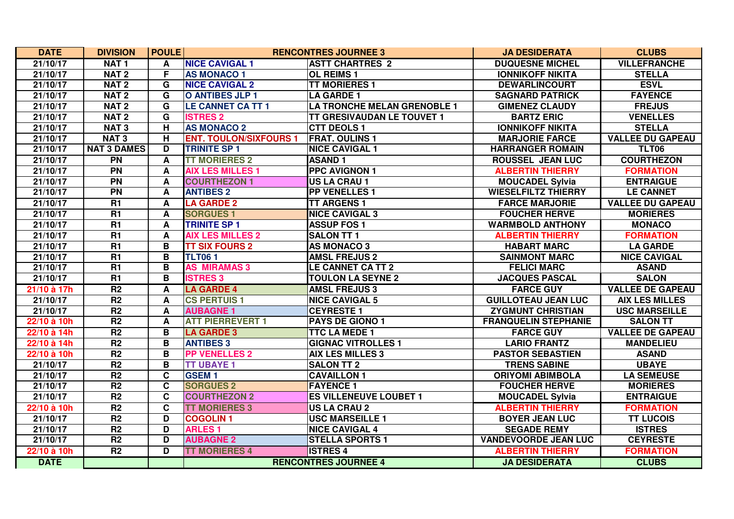| DATE | DIVISION | POULE | RENCONTRES JOURNEE 3 | | JA DESIDERATA | CLUBS |
|---|---|---|---|---|---|---|
| 21/10/17 | NAT 1 | A | NICE CAVIGAL 1 | ASTT CHARTRES 2 | DUQUESNE MICHEL | VILLEFRANCHE |
| 21/10/17 | NAT 2 | F | AS MONACO 1 | OL REIMS 1 | IONNIKOFF NIKITA | STELLA |
| 21/10/17 | NAT 2 | G | NICE CAVIGAL 2 | TT MORIERES 1 | DEWARLINCOURT | ESVL |
| 21/10/17 | NAT 2 | G | O ANTIBES JLP 1 | LA GARDE 1 | SAGNARD PATRICK | FAYENCE |
| 21/10/17 | NAT 2 | G | LE CANNET CA TT 1 | LA TRONCHE MELAN GRENOBLE 1 | GIMENEZ CLAUDY | FREJUS |
| 21/10/17 | NAT 2 | G | ISTRES 2 | TT GRESIVAUDAN LE TOUVET 1 | BARTZ ERIC | VENELLES |
| 21/10/17 | NAT 3 | H | AS MONACO 2 | CTT DEOLS 1 | IONNIKOFF NIKITA | STELLA |
| 21/10/17 | NAT 3 | H | ENT. TOULON/SIXFOURS 1 | FRAT. OULINS 1 | MARJORIE FARCE | VALLEE DU GAPEAU |
| 21/10/17 | NAT 3 DAMES | D | TRINITE SP 1 | NICE CAVIGAL 1 | HARRANGER ROMAIN | TLT06 |
| 21/10/17 | PN | A | TT MORIERES 2 | ASAND 1 | ROUSSEL JEAN LUC | COURTHEZON |
| 21/10/17 | PN | A | AIX LES MILLES 1 | PPC AVIGNON 1 | ALBERTIN THIERRY | FORMATION |
| 21/10/17 | PN | A | COURTHEZON 1 | US LA CRAU 1 | MOUCADEL Sylvia | ENTRAIGUE |
| 21/10/17 | PN | A | ANTIBES 2 | PP VENELLES 1 | WIESELFILTZ THIERRY | LE CANNET |
| 21/10/17 | R1 | A | LA GARDE 2 | TT ARGENS 1 | FARCE MARJORIE | VALLEE DU GAPEAU |
| 21/10/17 | R1 | A | SORGUES 1 | NICE CAVIGAL 3 | FOUCHER HERVE | MORIERES |
| 21/10/17 | R1 | A | TRINITE SP 1 | ASSUP FOS 1 | WARMBOLD ANTHONY | MONACO |
| 21/10/17 | R1 | A | AIX LES MILLES 2 | SALON TT 1 | ALBERTIN THIERRY | FORMATION |
| 21/10/17 | R1 | B | TT SIX FOURS 2 | AS MONACO 3 | HABART MARC | LA GARDE |
| 21/10/17 | R1 | B | TLT06 1 | AMSL FREJUS 2 | SAINMONT MARC | NICE CAVIGAL |
| 21/10/17 | R1 | B | AS MIRAMAS 3 | LE CANNET CA TT 2 | FELICI MARC | ASAND |
| 21/10/17 | R1 | B | ISTRES 3 | TOULON LA SEYNE 2 | JACQUES PASCAL | SALON |
| 21/10 à 17h | R2 | A | LA GARDE 4 | AMSL FREJUS 3 | FARCE GUY | VALLEE DE GAPEAU |
| 21/10/17 | R2 | A | CS PERTUIS 1 | NICE CAVIGAL 5 | GUILLOTEAU JEAN LUC | AIX LES MILLES |
| 21/10/17 | R2 | A | AUBAGNE 1 | CEYRESTE 1 | ZYGMUNT CHRISTIAN | USC MARSEILLE |
| 22/10 à 10h | R2 | A | ATT PIERREVERT 1 | PAYS DE GIONO 1 | FRANQUELIN STEPHANIE | SALON TT |
| 22/10 à 14h | R2 | B | LA GARDE 3 | TTC LA MEDE 1 | FARCE GUY | VALLEE DE GAPEAU |
| 22/10 à 14h | R2 | B | ANTIBES 3 | GIGNAC VITROLLES 1 | LARIO FRANTZ | MANDELIEU |
| 22/10 à 10h | R2 | B | PP VENELLES 2 | AIX LES MILLES 3 | PASTOR SEBASTIEN | ASAND |
| 21/10/17 | R2 | B | TT UBAYE 1 | SALON TT 2 | TRENS SABINE | UBAYE |
| 21/10/17 | R2 | C | GSEM 1 | CAVAILLON 1 | ORIYOMI ABIMBOLA | LA SEMEUSE |
| 21/10/17 | R2 | C | SORGUES 2 | FAYENCE 1 | FOUCHER HERVE | MORIERES |
| 21/10/17 | R2 | C | COURTHEZON 2 | ES VILLENEUVE LOUBET 1 | MOUCADEL Sylvia | ENTRAIGUE |
| 22/10 à 10h | R2 | C | TT MORIERES 3 | US LA CRAU 2 | ALBERTIN THIERRY | FORMATION |
| 21/10/17 | R2 | D | COGOLIN 1 | USC MARSEILLE 1 | BOYER JEAN LUC | TT LUCOIS |
| 21/10/17 | R2 | D | ARLES 1 | NICE CAVIGAL 4 | SEGADE REMY | ISTRES |
| 21/10/17 | R2 | D | AUBAGNE 2 | STELLA SPORTS 1 | VANDEVOORDE JEAN LUC | CEYRESTE |
| 22/10 à 10h | R2 | D | TT MORIERES 4 | ISTRES 4 | ALBERTIN THIERRY | FORMATION |
| DATE | | | RENCONTRES JOURNEE 4 | | JA DESIDERATA | CLUBS |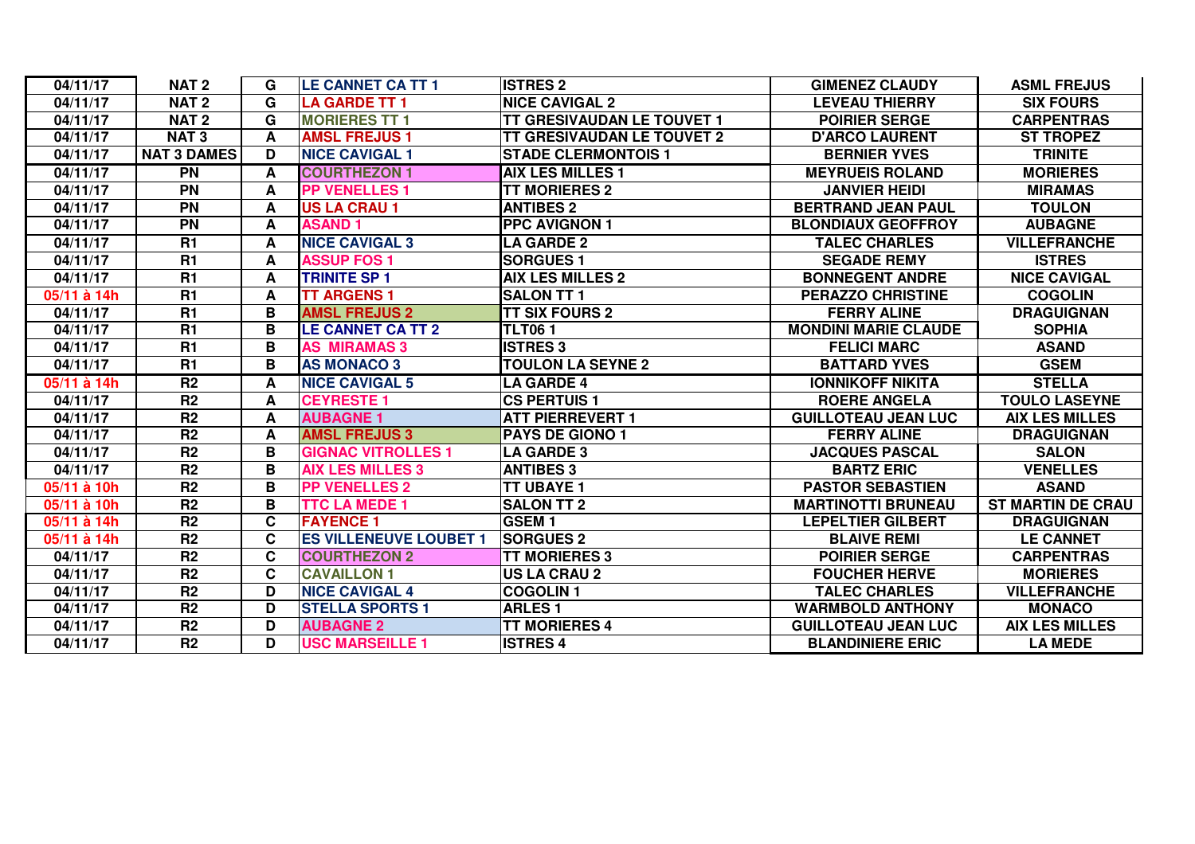| 04/11/17 | NAT 2 | G | LE CANNET CA TT 1 | ISTRES 2 | GIMENEZ CLAUDY | ASML FREJUS |
|---|---|---|---|---|---|---|
| 04/11/17 | NAT 2 | G | LA GARDE TT 1 | NICE CAVIGAL 2 | LEVEAU THIERRY | SIX FOURS |
| 04/11/17 | NAT 2 | G | MORIERES TT 1 | TT GRESIVAUDAN LE TOUVET 1 | POIRIER SERGE | CARPENTRAS |
| 04/11/17 | NAT 3 | A | AMSL FREJUS 1 | TT GRESIVAUDAN LE TOUVET 2 | D'ARCO LAURENT | ST TROPEZ |
| 04/11/17 | NAT 3 DAMES | D | NICE CAVIGAL 1 | STADE CLERMONTOIS 1 | BERNIER YVES | TRINITE |
| 04/11/17 | PN | A | COURTHEZON 1 | AIX LES MILLES 1 | MEYRUEIS ROLAND | MORIERES |
| 04/11/17 | PN | A | PP VENELLES 1 | TT MORIERES 2 | JANVIER HEIDI | MIRAMAS |
| 04/11/17 | PN | A | US LA CRAU 1 | ANTIBES 2 | BERTRAND JEAN PAUL | TOULON |
| 04/11/17 | PN | A | ASAND 1 | PPC AVIGNON 1 | BLONDIAUX GEOFFROY | AUBAGNE |
| 04/11/17 | R1 | A | NICE CAVIGAL 3 | LA GARDE 2 | TALEC CHARLES | VILLEFRANCHE |
| 04/11/17 | R1 | A | ASSUP FOS 1 | SORGUES 1 | SEGADE REMY | ISTRES |
| 04/11/17 | R1 | A | TRINITE SP 1 | AIX LES MILLES 2 | BONNEGENT ANDRE | NICE CAVIGAL |
| 05/11 à 14h | R1 | A | TT ARGENS 1 | SALON TT 1 | PERAZZO CHRISTINE | COGOLIN |
| 04/11/17 | R1 | B | AMSL FREJUS 2 | TT SIX FOURS 2 | FERRY ALINE | DRAGUIGNAN |
| 04/11/17 | R1 | B | LE CANNET CA TT 2 | TLT06 1 | MONDINI MARIE CLAUDE | SOPHIA |
| 04/11/17 | R1 | B | AS MIRAMAS 3 | ISTRES 3 | FELICI MARC | ASAND |
| 04/11/17 | R1 | B | AS MONACO 3 | TOULON LA SEYNE 2 | BATTARD YVES | GSEM |
| 05/11 à 14h | R2 | A | NICE CAVIGAL 5 | LA GARDE 4 | IONNIKOFF NIKITA | STELLA |
| 04/11/17 | R2 | A | CEYRESTE 1 | CS PERTUIS 1 | ROERE ANGELA | TOULO LASEYNE |
| 04/11/17 | R2 | A | AUBAGNE 1 | ATT PIERREVERT 1 | GUILLOTEAU JEAN LUC | AIX LES MILLES |
| 04/11/17 | R2 | A | AMSL FREJUS 3 | PAYS DE GIONO 1 | FERRY ALINE | DRAGUIGNAN |
| 04/11/17 | R2 | B | GIGNAC VITROLLES 1 | LA GARDE 3 | JACQUES PASCAL | SALON |
| 04/11/17 | R2 | B | AIX LES MILLES 3 | ANTIBES 3 | BARTZ ERIC | VENELLES |
| 05/11 à 10h | R2 | B | PP VENELLES 2 | TT UBAYE 1 | PASTOR SEBASTIEN | ASAND |
| 05/11 à 10h | R2 | B | TTC LA MEDE 1 | SALON TT 2 | MARTINOTTI BRUNEAU | ST MARTIN DE CRAU |
| 05/11 à 14h | R2 | C | FAYENCE 1 | GSEM 1 | LEPELTIER GILBERT | DRAGUIGNAN |
| 05/11 à 14h | R2 | C | ES VILLENEUVE LOUBET 1 | SORGUES 2 | BLAIVE REMI | LE CANNET |
| 04/11/17 | R2 | C | COURTHEZON 2 | TT MORIERES 3 | POIRIER SERGE | CARPENTRAS |
| 04/11/17 | R2 | C | CAVAILLON 1 | US LA CRAU 2 | FOUCHER HERVE | MORIERES |
| 04/11/17 | R2 | D | NICE CAVIGAL 4 | COGOLIN 1 | TALEC CHARLES | VILLEFRANCHE |
| 04/11/17 | R2 | D | STELLA SPORTS 1 | ARLES 1 | WARMBOLD ANTHONY | MONACO |
| 04/11/17 | R2 | D | AUBAGNE 2 | TT MORIERES 4 | GUILLOTEAU JEAN LUC | AIX LES MILLES |
| 04/11/17 | R2 | D | USC MARSEILLE 1 | ISTRES 4 | BLANDINIERE ERIC | LA MEDE |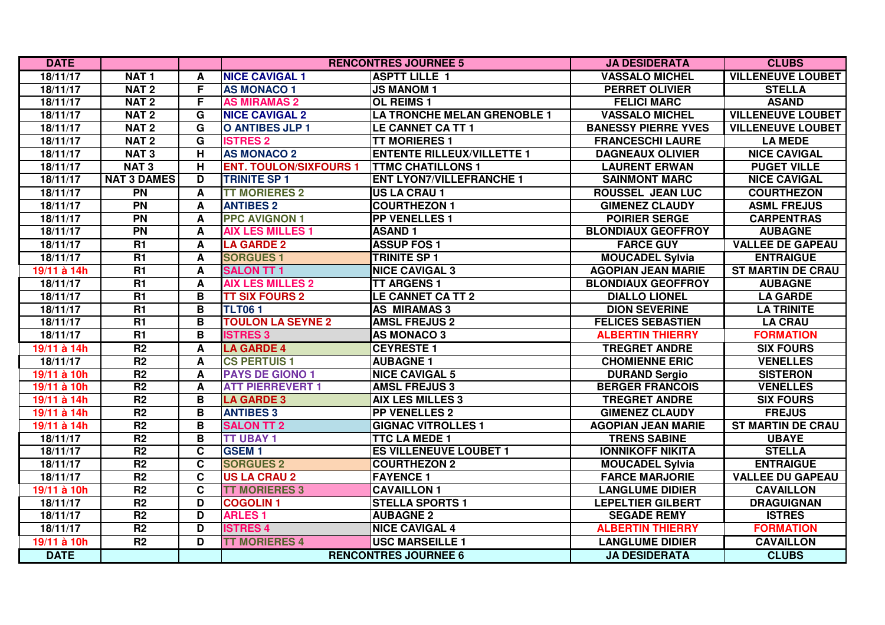| DATE | | | RENCONTRES JOURNEE 5 | | JA DESIDERATA | CLUBS |
|---|---|---|---|---|---|---|
| 18/11/17 | NAT 1 | A | NICE CAVIGAL 1 | ASPTT LILLE 1 | VASSALO MICHEL | VILLENEUVE LOUBET |
| 18/11/17 | NAT 2 | F | AS MONACO 1 | JS MANOM 1 | PERRET OLIVIER | STELLA |
| 18/11/17 | NAT 2 | F | AS MIRAMAS 2 | OL REIMS 1 | FELICI MARC | ASAND |
| 18/11/17 | NAT 2 | G | NICE CAVIGAL 2 | LA TRONCHE MELAN GRENOBLE 1 | VASSALO MICHEL | VILLENEUVE LOUBET |
| 18/11/17 | NAT 2 | G | O ANTIBES JLP 1 | LE CANNET CA TT 1 | BANESSY PIERRE YVES | VILLENEUVE LOUBET |
| 18/11/17 | NAT 2 | G | ISTRES 2 | TT MORIERES 1 | FRANCESCHI LAURE | LA MEDE |
| 18/11/17 | NAT 3 | H | AS MONACO 2 | ENTENTE RILLEUX/VILLETTE 1 | DAGNEAUX OLIVIER | NICE CAVIGAL |
| 18/11/17 | NAT 3 | H | ENT. TOULON/SIXFOURS 1 | TTMC CHATILLONS 1 | LAURENT ERWAN | PUGET VILLE |
| 18/11/17 | NAT 3 DAMES | D | TRINITE SP 1 | ENT LYON7/VILLEFRANCHE 1 | SAINMONT MARC | NICE CAVIGAL |
| 18/11/17 | PN | A | TT MORIERES 2 | US LA CRAU 1 | ROUSSEL JEAN LUC | COURTHEZON |
| 18/11/17 | PN | A | ANTIBES 2 | COURTHEZON 1 | GIMENEZ CLAUDY | ASML FREJUS |
| 18/11/17 | PN | A | PPC AVIGNON 1 | PP VENELLES 1 | POIRIER SERGE | CARPENTRAS |
| 18/11/17 | PN | A | AIX LES MILLES 1 | ASAND 1 | BLONDIAUX GEOFFROY | AUBAGNE |
| 18/11/17 | R1 | A | LA GARDE 2 | ASSUP FOS 1 | FARCE GUY | VALLEE DE GAPEAU |
| 18/11/17 | R1 | A | SORGUES 1 | TRINITE SP 1 | MOUCADEL Sylvia | ENTRAIGUE |
| 19/11 à 14h | R1 | A | SALON TT 1 | NICE CAVIGAL 3 | AGOPIAN JEAN MARIE | ST MARTIN DE CRAU |
| 18/11/17 | R1 | A | AIX LES MILLES 2 | TT ARGENS 1 | BLONDIAUX GEOFFROY | AUBAGNE |
| 18/11/17 | R1 | B | TT SIX FOURS 2 | LE CANNET CA TT 2 | DIALLO LIONEL | LA GARDE |
| 18/11/17 | R1 | B | TLT06 1 | AS MIRAMAS 3 | DION SEVERINE | LA TRINITE |
| 18/11/17 | R1 | B | TOULON LA SEYNE 2 | AMSL FREJUS 2 | FELICES SEBASTIEN | LA CRAU |
| 18/11/17 | R1 | B | ISTRES 3 | AS MONACO 3 | ALBERTIN THIERRY | FORMATION |
| 19/11 à 14h | R2 | A | LA GARDE 4 | CEYRESTE 1 | TREGRET ANDRE | SIX FOURS |
| 18/11/17 | R2 | A | CS PERTUIS 1 | AUBAGNE 1 | CHOMIENNE ERIC | VENELLES |
| 19/11 à 10h | R2 | A | PAYS DE GIONO 1 | NICE CAVIGAL 5 | DURAND Sergio | SISTERON |
| 19/11 à 10h | R2 | A | ATT PIERREVERT 1 | AMSL FREJUS 3 | BERGER FRANCOIS | VENELLES |
| 19/11 à 14h | R2 | B | LA GARDE 3 | AIX LES MILLES 3 | TREGRET ANDRE | SIX FOURS |
| 19/11 à 14h | R2 | B | ANTIBES 3 | PP VENELLES 2 | GIMENEZ CLAUDY | FREJUS |
| 19/11 à 14h | R2 | B | SALON TT 2 | GIGNAC VITROLLES 1 | AGOPIAN JEAN MARIE | ST MARTIN DE CRAU |
| 18/11/17 | R2 | B | TT UBAY 1 | TTC LA MEDE 1 | TRENS SABINE | UBAYE |
| 18/11/17 | R2 | C | GSEM 1 | ES VILLENEUVE LOUBET 1 | IONNIKOFF NIKITA | STELLA |
| 18/11/17 | R2 | C | SORGUES 2 | COURTHEZON 2 | MOUCADEL Sylvia | ENTRAIGUE |
| 18/11/17 | R2 | C | US LA CRAU 2 | FAYENCE 1 | FARCE MARJORIE | VALLEE DU GAPEAU |
| 19/11 à 10h | R2 | C | TT MORIERES 3 | CAVAILLON 1 | LANGLUME DIDIER | CAVAILLON |
| 18/11/17 | R2 | D | COGOLIN 1 | STELLA SPORTS 1 | LEPELTIER GILBERT | DRAGUIGNAN |
| 18/11/17 | R2 | D | ARLES 1 | AUBAGNE 2 | SEGADE REMY | ISTRES |
| 18/11/17 | R2 | D | ISTRES 4 | NICE CAVIGAL 4 | ALBERTIN THIERRY | FORMATION |
| 19/11 à 10h | R2 | D | TT MORIERES 4 | USC MARSEILLE 1 | LANGLUME DIDIER | CAVAILLON |
| DATE | | | RENCONTRES JOURNEE 6 | | JA DESIDERATA | CLUBS |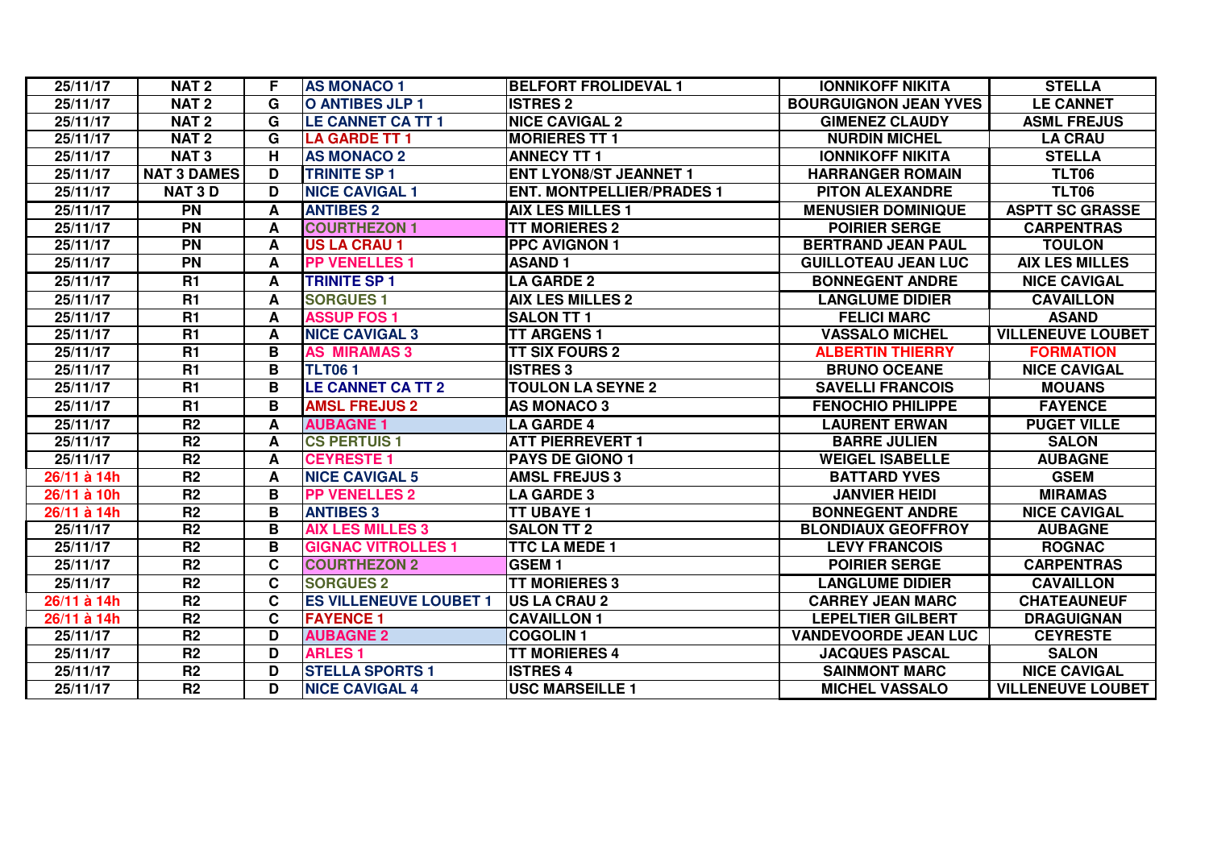| 25/11/17 | NAT 2 | F | AS MONACO 1 | BELFORT FROLIDEVAL 1 | IONNIKOFF NIKITA | STELLA |
|---|---|---|---|---|---|---|
| 25/11/17 | NAT 2 | G | O ANTIBES JLP 1 | ISTRES 2 | BOURGUIGNON JEAN YVES | LE CANNET |
| 25/11/17 | NAT 2 | G | LE CANNET CA TT 1 | NICE CAVIGAL 2 | GIMENEZ CLAUDY | ASML FREJUS |
| 25/11/17 | NAT 2 | G | LA GARDE TT 1 | MORIERES TT 1 | NURDIN MICHEL | LA CRAU |
| 25/11/17 | NAT 3 | H | AS MONACO 2 | ANNECY TT 1 | IONNIKOFF NIKITA | STELLA |
| 25/11/17 | NAT 3 DAMES | D | TRINITE SP 1 | ENT LYON8/ST JEANNET 1 | HARRANGER ROMAIN | TLT06 |
| 25/11/17 | NAT 3 D | D | NICE CAVIGAL 1 | ENT. MONTPELLIER/PRADES 1 | PITON ALEXANDRE | TLT06 |
| 25/11/17 | PN | A | ANTIBES 2 | AIX LES MILLES 1 | MENUSIER DOMINIQUE | ASPTT SC GRASSE |
| 25/11/17 | PN | A | COURTHEZON 1 | TT MORIERES 2 | POIRIER SERGE | CARPENTRAS |
| 25/11/17 | PN | A | US LA CRAU 1 | PPC AVIGNON 1 | BERTRAND JEAN PAUL | TOULON |
| 25/11/17 | PN | A | PP VENELLES 1 | ASAND 1 | GUILLOTEAU JEAN LUC | AIX LES MILLES |
| 25/11/17 | R1 | A | TRINITE SP 1 | LA GARDE 2 | BONNEGENT ANDRE | NICE CAVIGAL |
| 25/11/17 | R1 | A | SORGUES 1 | AIX LES MILLES 2 | LANGLUME DIDIER | CAVAILLON |
| 25/11/17 | R1 | A | ASSUP FOS 1 | SALON TT 1 | FELICI MARC | ASAND |
| 25/11/17 | R1 | A | NICE CAVIGAL 3 | TT ARGENS 1 | VASSALO MICHEL | VILLENEUVE LOUBET |
| 25/11/17 | R1 | B | AS MIRAMAS 3 | TT SIX FOURS 2 | ALBERTIN THIERRY | FORMATION |
| 25/11/17 | R1 | B | TLT06 1 | ISTRES 3 | BRUNO OCEANE | NICE CAVIGAL |
| 25/11/17 | R1 | B | LE CANNET CA TT 2 | TOULON LA SEYNE 2 | SAVELLI FRANCOIS | MOUANS |
| 25/11/17 | R1 | B | AMSL FREJUS 2 | AS MONACO 3 | FENOCHIO PHILIPPE | FAYENCE |
| 25/11/17 | R2 | A | AUBAGNE 1 | LA GARDE 4 | LAURENT ERWAN | PUGET VILLE |
| 25/11/17 | R2 | A | CS PERTUIS 1 | ATT PIERREVERT 1 | BARRE JULIEN | SALON |
| 25/11/17 | R2 | A | CEYRESTE 1 | PAYS DE GIONO 1 | WEIGEL ISABELLE | AUBAGNE |
| 26/11 à 14h | R2 | A | NICE CAVIGAL 5 | AMSL FREJUS 3 | BATTARD YVES | GSEM |
| 26/11 à 10h | R2 | B | PP VENELLES 2 | LA GARDE 3 | JANVIER HEIDI | MIRAMAS |
| 26/11 à 14h | R2 | B | ANTIBES 3 | TT UBAYE 1 | BONNEGENT ANDRE | NICE CAVIGAL |
| 25/11/17 | R2 | B | AIX LES MILLES 3 | SALON TT 2 | BLONDIAUX GEOFFROY | AUBAGNE |
| 25/11/17 | R2 | B | GIGNAC VITROLLES 1 | TTC LA MEDE 1 | LEVY FRANCOIS | ROGNAC |
| 25/11/17 | R2 | C | COURTHEZON 2 | GSEM 1 | POIRIER SERGE | CARPENTRAS |
| 25/11/17 | R2 | C | SORGUES 2 | TT MORIERES 3 | LANGLUME DIDIER | CAVAILLON |
| 26/11 à 14h | R2 | C | ES VILLENEUVE LOUBET 1 | US LA CRAU 2 | CARREY JEAN MARC | CHATEAUNEUF |
| 26/11 à 14h | R2 | C | FAYENCE 1 | CAVAILLON 1 | LEPELTIER GILBERT | DRAGUIGNAN |
| 25/11/17 | R2 | D | AUBAGNE 2 | COGOLIN 1 | VANDEVOORDE JEAN LUC | CEYRESTE |
| 25/11/17 | R2 | D | ARLES 1 | TT MORIERES 4 | JACQUES PASCAL | SALON |
| 25/11/17 | R2 | D | STELLA SPORTS 1 | ISTRES 4 | SAINMONT MARC | NICE CAVIGAL |
| 25/11/17 | R2 | D | NICE CAVIGAL 4 | USC MARSEILLE 1 | MICHEL VASSALO | VILLENEUVE LOUBET |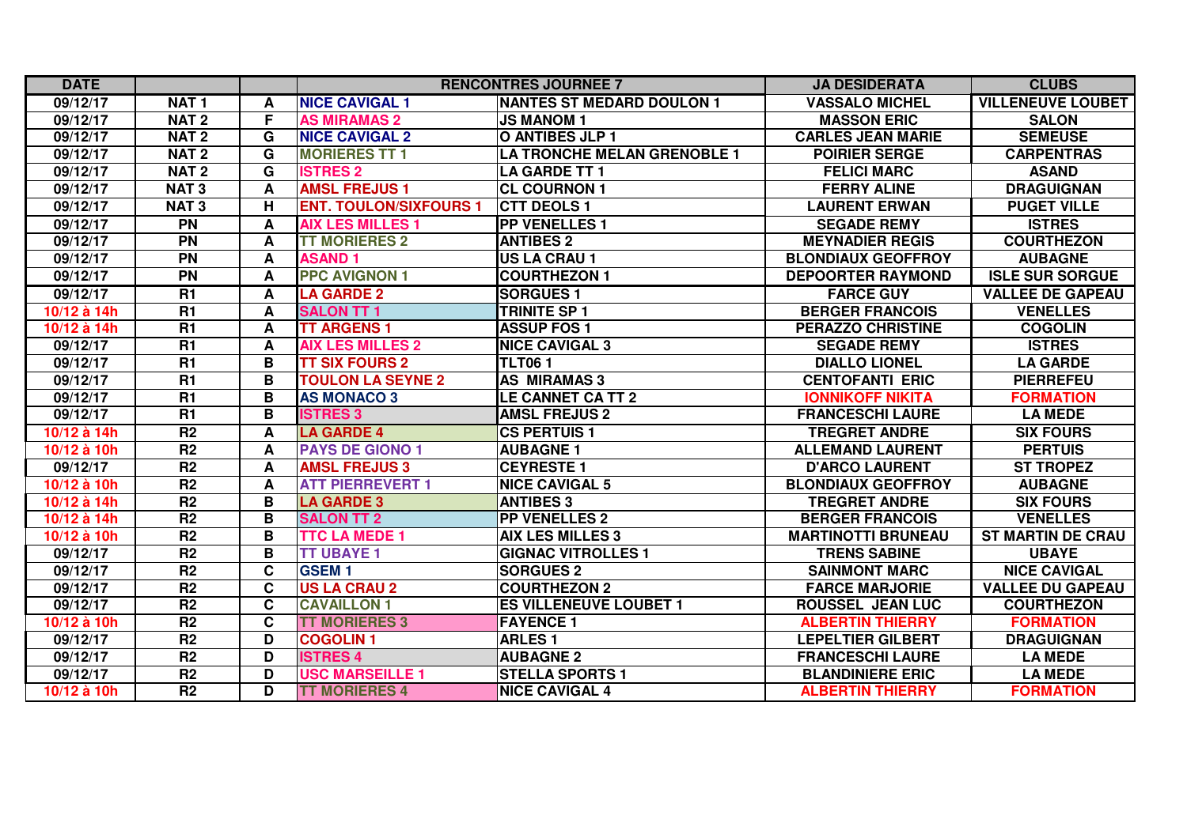| DATE | | | RENCONTRES JOURNEE 7 | | JA DESIDERATA | CLUBS |
|---|---|---|---|---|---|---|
| 09/12/17 | NAT 1 | A | NICE CAVIGAL 1 | NANTES ST MEDARD DOULON 1 | VASSALO MICHEL | VILLENEUVE LOUBET |
| 09/12/17 | NAT 2 | F | AS MIRAMAS 2 | JS MANOM 1 | MASSON ERIC | SALON |
| 09/12/17 | NAT 2 | G | NICE CAVIGAL 2 | O ANTIBES JLP 1 | CARLES JEAN MARIE | SEMEUSE |
| 09/12/17 | NAT 2 | G | MORIERES TT 1 | LA TRONCHE MELAN GRENOBLE 1 | POIRIER SERGE | CARPENTRAS |
| 09/12/17 | NAT 2 | G | ISTRES 2 | LA GARDE TT 1 | FELICI MARC | ASAND |
| 09/12/17 | NAT 3 | A | AMSL FREJUS 1 | CL COURNON 1 | FERRY ALINE | DRAGUIGNAN |
| 09/12/17 | NAT 3 | H | ENT. TOULON/SIXFOURS 1 | CTT DEOLS 1 | LAURENT ERWAN | PUGET VILLE |
| 09/12/17 | PN | A | AIX LES MILLES 1 | PP VENELLES 1 | SEGADE REMY | ISTRES |
| 09/12/17 | PN | A | TT MORIERES 2 | ANTIBES 2 | MEYNADIER REGIS | COURTHEZON |
| 09/12/17 | PN | A | ASAND 1 | US LA CRAU 1 | BLONDIAUX GEOFFROY | AUBAGNE |
| 09/12/17 | PN | A | PPC AVIGNON 1 | COURTHEZON 1 | DEPOORTER RAYMOND | ISLE SUR SORGUE |
| 09/12/17 | R1 | A | LA GARDE 2 | SORGUES 1 | FARCE GUY | VALLEE DE GAPEAU |
| 10/12 à 14h | R1 | A | SALON TT 1 | TRINITE SP 1 | BERGER FRANCOIS | VENELLES |
| 10/12 à 14h | R1 | A | TT ARGENS 1 | ASSUP FOS 1 | PERAZZO CHRISTINE | COGOLIN |
| 09/12/17 | R1 | A | AIX LES MILLES 2 | NICE CAVIGAL 3 | SEGADE REMY | ISTRES |
| 09/12/17 | R1 | B | TT SIX FOURS 2 | TLT06 1 | DIALLO LIONEL | LA GARDE |
| 09/12/17 | R1 | B | TOULON LA SEYNE 2 | AS MIRAMAS 3 | CENTOFANTI ERIC | PIERREFEU |
| 09/12/17 | R1 | B | AS MONACO 3 | LE CANNET CA TT 2 | IONNIKOFF NIKITA | FORMATION |
| 09/12/17 | R1 | B | ISTRES 3 | AMSL FREJUS 2 | FRANCESCHI LAURE | LA MEDE |
| 10/12 à 14h | R2 | A | LA GARDE 4 | CS PERTUIS 1 | TREGRET ANDRE | SIX FOURS |
| 10/12 à 10h | R2 | A | PAYS DE GIONO 1 | AUBAGNE 1 | ALLEMAND LAURENT | PERTUIS |
| 09/12/17 | R2 | A | AMSL FREJUS 3 | CEYRESTE 1 | D'ARCO LAURENT | ST TROPEZ |
| 10/12 à 10h | R2 | A | ATT PIERREVERT 1 | NICE CAVIGAL 5 | BLONDIAUX GEOFFROY | AUBAGNE |
| 10/12 à 14h | R2 | B | LA GARDE 3 | ANTIBES 3 | TREGRET ANDRE | SIX FOURS |
| 10/12 à 14h | R2 | B | SALON TT 2 | PP VENELLES 2 | BERGER FRANCOIS | VENELLES |
| 10/12 à 10h | R2 | B | TTC LA MEDE 1 | AIX LES MILLES 3 | MARTINOTTI BRUNEAU | ST MARTIN DE CRAU |
| 09/12/17 | R2 | B | TT UBAYE 1 | GIGNAC VITROLLES 1 | TRENS SABINE | UBAYE |
| 09/12/17 | R2 | C | GSEM 1 | SORGUES 2 | SAINMONT MARC | NICE CAVIGAL |
| 09/12/17 | R2 | C | US LA CRAU 2 | COURTHEZON 2 | FARCE MARJORIE | VALLEE DU GAPEAU |
| 09/12/17 | R2 | C | CAVAILLON 1 | ES VILLENEUVE LOUBET 1 | ROUSSEL JEAN LUC | COURTHEZON |
| 10/12 à 10h | R2 | C | TT MORIERES 3 | FAYENCE 1 | ALBERTIN THIERRY | FORMATION |
| 09/12/17 | R2 | D | COGOLIN 1 | ARLES 1 | LEPELTIER GILBERT | DRAGUIGNAN |
| 09/12/17 | R2 | D | ISTRES 4 | AUBAGNE 2 | FRANCESCHI LAURE | LA MEDE |
| 09/12/17 | R2 | D | USC MARSEILLE 1 | STELLA SPORTS 1 | BLANDINIERE ERIC | LA MEDE |
| 10/12 à 10h | R2 | D | TT MORIERES 4 | NICE CAVIGAL 4 | ALBERTIN THIERRY | FORMATION |